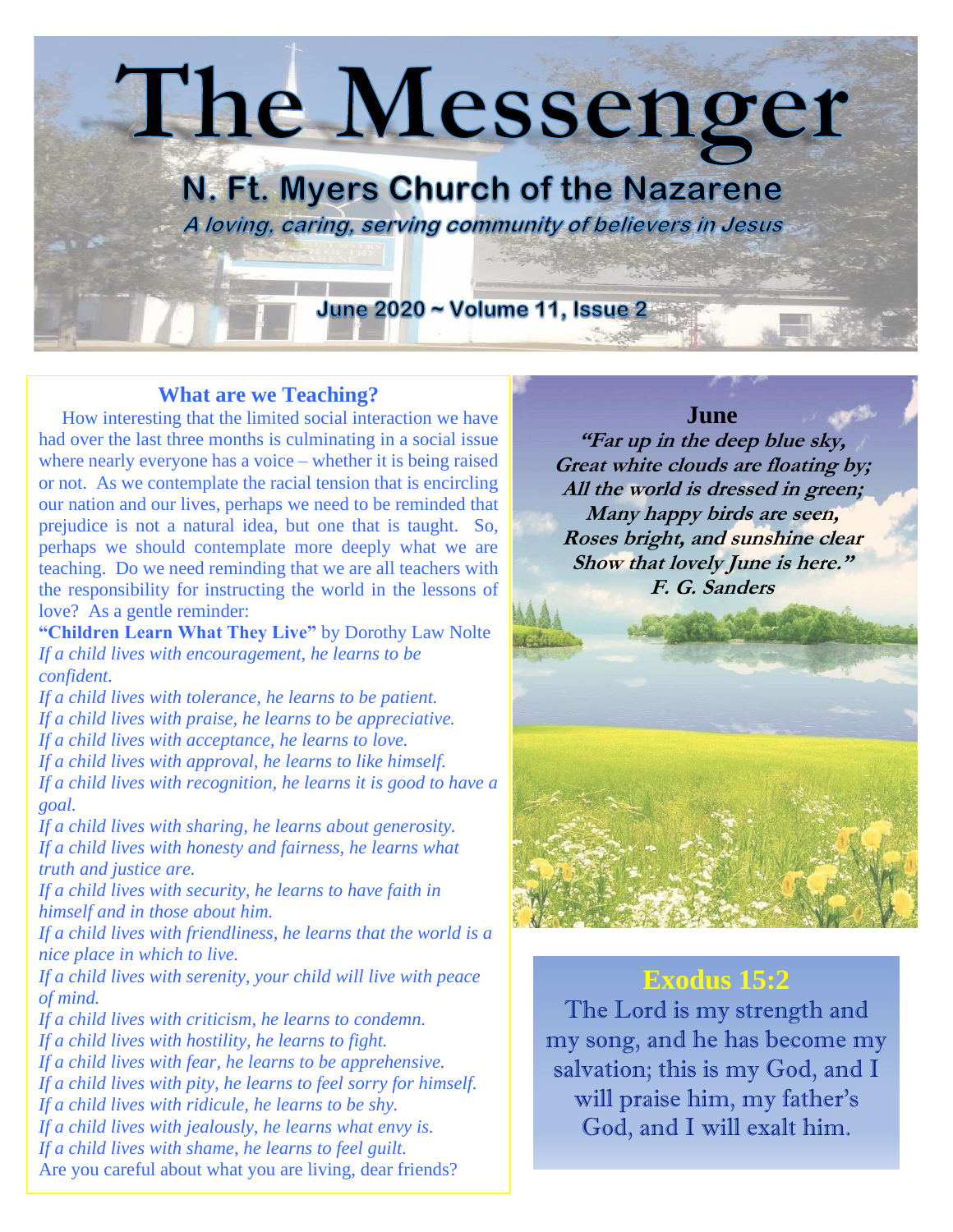# The Messenger

## N. Ft. Myers Church of the Nazarene

*A loving, caring, serving community of believers in Jesus*

**June 2020 ~ Volume 11, Issue 2**

### What are we Teaching?

How interesting that the limited social interaction we have had over the last three months is culminating in a social issue where nearly everyone has a voice – whether it is being raised or not. As we contemplate the racial tension that is encircling our nation and our lives, perhaps we need to be reminded that prejudice is not a natural idea, but one that is taught. So, perhaps we should contemplate more deeply what we are teaching. Do we need reminding that we are all teachers with the responsibility for instructing the world in the lessons of love? As a gentle reminder:

**"Children Learn What They Live"** by Dorothy Law Nolte

*If a child lives with encouragement, he learns to be confident.*
*If a child lives with tolerance, he learns to be patient.*
*If a child lives with praise, he learns to be appreciative.*
*If a child lives with acceptance, he learns to love.*
*If a child lives with approval, he learns to like himself.*
*If a child lives with recognition, he learns it is good to have a goal.*
*If a child lives with sharing, he learns about generosity.*
*If a child lives with honesty and fairness, he learns what truth and justice are.*
*If a child lives with security, he learns to have faith in himself and in those about him.*
*If a child lives with friendliness, he learns that the world is a nice place in which to live.*
*If a child lives with serenity, your child will live with peace of mind.*
*If a child lives with criticism, he learns to condemn.*
*If a child lives with hostility, he learns to fight.*
*If a child lives with fear, he learns to be apprehensive.*
*If a child lives with pity, he learns to feel sorry for himself.*
*If a child lives with ridicule, he learns to be shy.*
*If a child lives with jealously, he learns what envy is.*
*If a child lives with shame, he learns to feel guilt.*

Are you careful about what you are living, dear friends?

### June

***"Far up in the deep blue sky,***
***Great white clouds are floating by;***
***All the world is dressed in green;***
***Many happy birds are seen,***
***Roses bright, and sunshine clear***
***Show that lovely June is here."***
***F. G. Sanders***

### Exodus 15:2

The Lord is my strength and my song, and he has become my salvation; this is my God, and I will praise him, my father's God, and I will exalt him.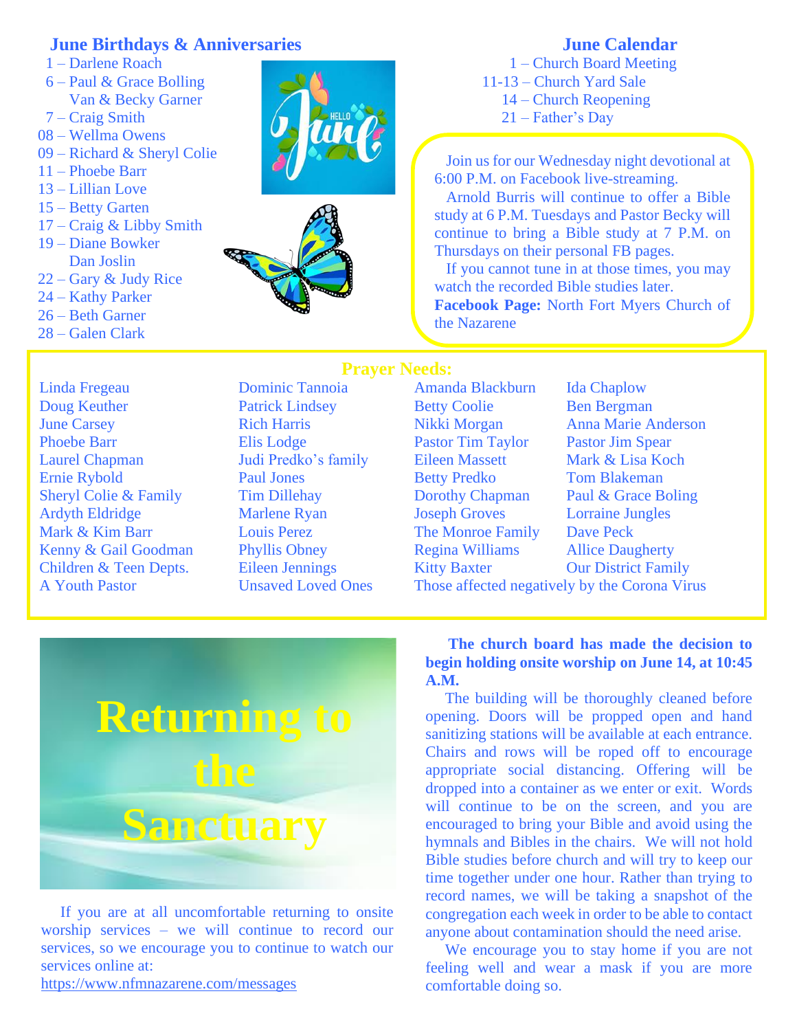## June Birthdays & Anniversaries

1 – Darlene Roach
6 – Paul & Grace Bolling
Van & Becky Garner
7 – Craig Smith
08 – Wellma Owens
09 – Richard & Sheryl Colie
11 – Phoebe Barr
13 – Lillian Love
15 – Betty Garten
17 – Craig & Libby Smith
19 – Diane Bowker
Dan Joslin
22 – Gary & Judy Rice
24 – Kathy Parker
26 – Beth Garner
28 – Galen Clark

## June Calendar

1 – Church Board Meeting
11-13 – Church Yard Sale
14 – Church Reopening
21 – Father's Day

Join us for our Wednesday night devotional at 6:00 P.M. on Facebook live-streaming.

Arnold Burris will continue to offer a Bible study at 6 P.M. Tuesdays and Pastor Becky will continue to bring a Bible study at 7 P.M. on Thursdays on their personal FB pages.

If you cannot tune in at those times, you may watch the recorded Bible studies later.

**Facebook Page:** North Fort Myers Church of the Nazarene

## Prayer Needs:

Linda Fregeau
Doug Keuther
June Carsey
Phoebe Barr
Laurel Chapman
Ernie Rybold
Sheryl Colie & Family
Ardyth Eldridge
Mark & Kim Barr
Kenny & Gail Goodman
Children & Teen Depts.
A Youth Pastor
Dominic Tannoia
Patrick Lindsey
Rich Harris
Elis Lodge
Judi Predko's family
Paul Jones
Tim Dillehay
Marlene Ryan
Louis Perez
Phyllis Obney
Eileen Jennings
Unsaved Loved Ones
Amanda Blackburn
Betty Coolie
Nikki Morgan
Pastor Tim Taylor
Eileen Massett
Betty Predko
Dorothy Chapman
Joseph Groves
The Monroe Family
Regina Williams
Kitty Baxter
Ida Chaplow
Ben Bergman
Anna Marie Anderson
Pastor Jim Spear
Mark & Lisa Koch
Tom Blakeman
Paul & Grace Boling
Lorraine Jungles
Dave Peck
Allice Daugherty
Our District Family
Those affected negatively by the Corona Virus

## Returning to the Sanctuary

If you are at all uncomfortable returning to onsite worship services – we will continue to record our services, so we encourage you to continue to watch our services online at:
https://www.nfmnazarene.com/messages

**The church board has made the decision to begin holding onsite worship on June 14, at 10:45 A.M.**

The building will be thoroughly cleaned before opening. Doors will be propped open and hand sanitizing stations will be available at each entrance. Chairs and rows will be roped off to encourage appropriate social distancing. Offering will be dropped into a container as we enter or exit. Words will continue to be on the screen, and you are encouraged to bring your Bible and avoid using the hymnals and Bibles in the chairs. We will not hold Bible studies before church and will try to keep our time together under one hour. Rather than trying to record names, we will be taking a snapshot of the congregation each week in order to be able to contact anyone about contamination should the need arise.

We encourage you to stay home if you are not feeling well and wear a mask if you are more comfortable doing so.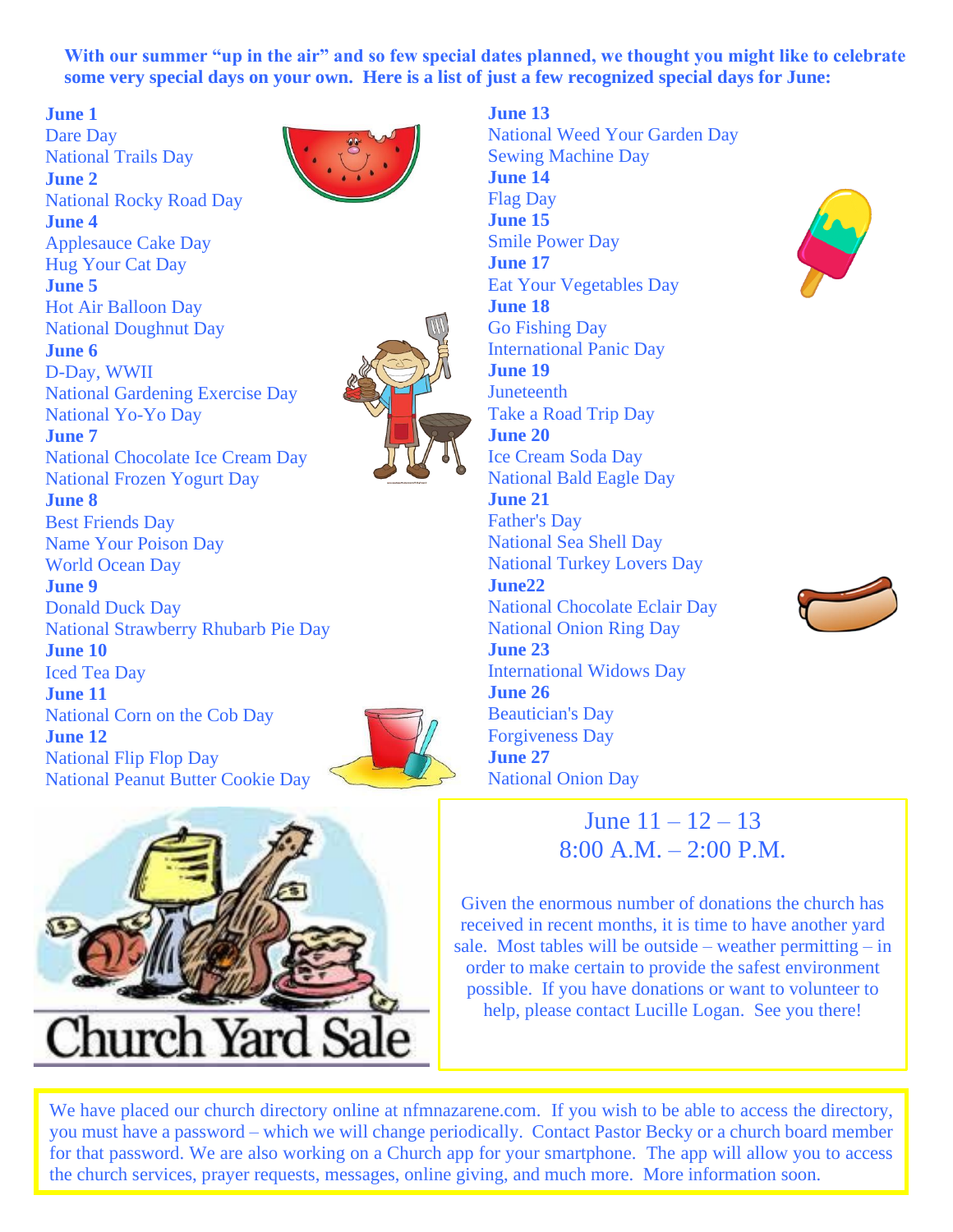**With our summer "up in the air" and so few special dates planned, we thought you might like to celebrate some very special days on your own. Here is a list of just a few recognized special days for June:**

**June 1**
Dare Day
National Trails Day

**June 2**
National Rocky Road Day

**June 4**
Applesauce Cake Day
Hug Your Cat Day

**June 5**
Hot Air Balloon Day
National Doughnut Day

**June 6**
D-Day, WWII
National Gardening Exercise Day
National Yo-Yo Day

**June 7**
National Chocolate Ice Cream Day
National Frozen Yogurt Day

**June 8**
Best Friends Day
Name Your Poison Day
World Ocean Day

**June 9**
Donald Duck Day
National Strawberry Rhubarb Pie Day

**June 10**
Iced Tea Day

**June 11**
National Corn on the Cob Day

**June 12**
National Flip Flop Day
National Peanut Butter Cookie Day

**June 13**
National Weed Your Garden Day
Sewing Machine Day

**June 14**
Flag Day

**June 15**
Smile Power Day

**June 17**
Eat Your Vegetables Day

**June 18**
Go Fishing Day
International Panic Day

**June 19**
Juneteenth
Take a Road Trip Day

**June 20**
Ice Cream Soda Day
National Bald Eagle Day

**June 21**
Father's Day
National Sea Shell Day
National Turkey Lovers Day

**June22**
National Chocolate Eclair Day
National Onion Ring Day

**June 23**
International Widows Day

**June 26**
Beautician's Day
Forgiveness Day

**June 27**
National Onion Day

Church Yard Sale

June 11 – 12 – 13
8:00 A.M. – 2:00 P.M.

Given the enormous number of donations the church has received in recent months, it is time to have another yard sale. Most tables will be outside – weather permitting – in order to make certain to provide the safest environment possible. If you have donations or want to volunteer to help, please contact Lucille Logan. See you there!

We have placed our church directory online at nfmnazarene.com. If you wish to be able to access the directory, you must have a password – which we will change periodically. Contact Pastor Becky or a church board member for that password. We are also working on a Church app for your smartphone. The app will allow you to access the church services, prayer requests, messages, online giving, and much more. More information soon.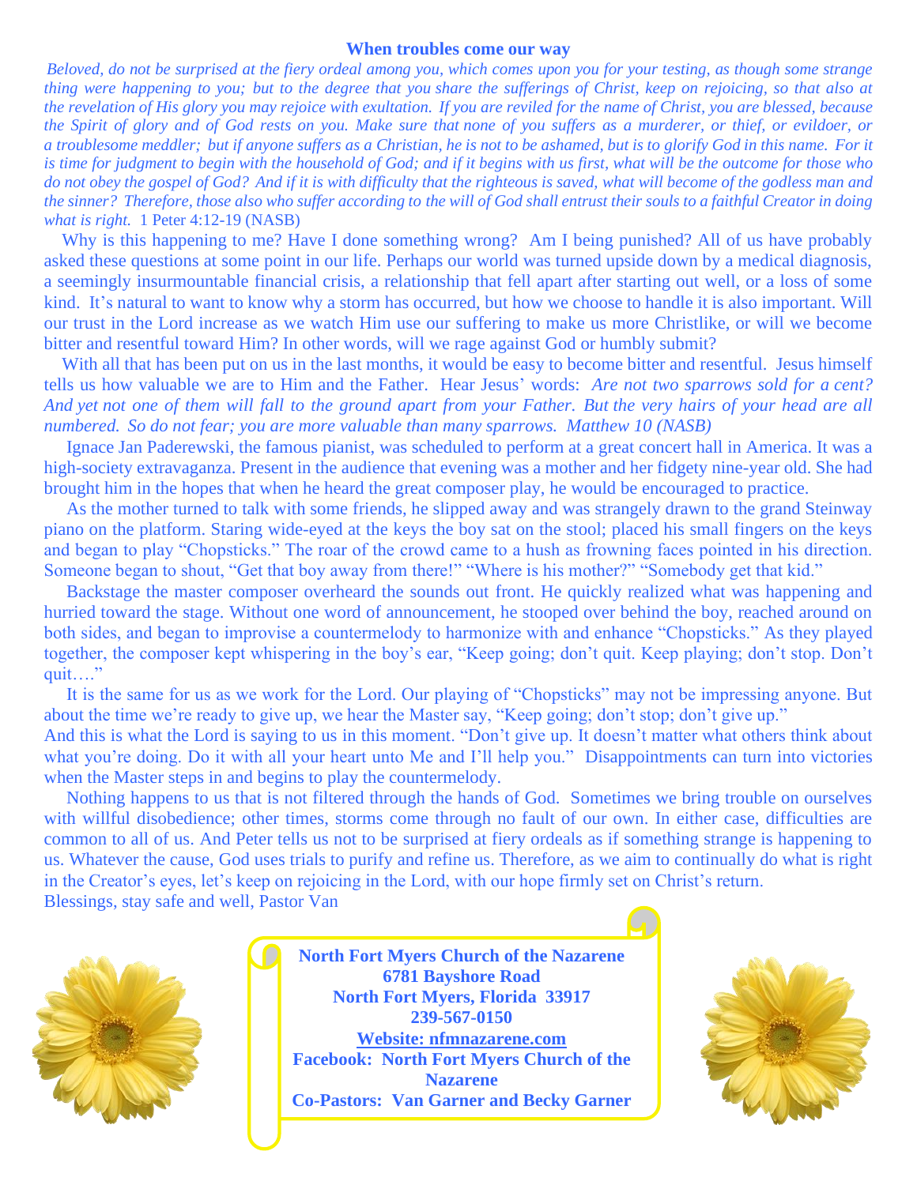## When troubles come our way

*Beloved, do not be surprised at the fiery ordeal among you, which comes upon you for your testing, as though some strange thing were happening to you; but to the degree that you share the sufferings of Christ, keep on rejoicing, so that also at the revelation of His glory you may rejoice with exultation. If you are reviled for the name of Christ, you are blessed, because the Spirit of glory and of God rests on you. Make sure that none of you suffers as a murderer, or thief, or evildoer, or a troublesome meddler; but if anyone suffers as a Christian, he is not to be ashamed, but is to glorify God in this name. For it is time for judgment to begin with the household of God; and if it begins with us first, what will be the outcome for those who do not obey the gospel of God? And if it is with difficulty that the righteous is saved, what will become of the godless man and the sinner? Therefore, those also who suffer according to the will of God shall entrust their souls to a faithful Creator in doing what is right.* 1 Peter 4:12-19 (NASB)

Why is this happening to me? Have I done something wrong? Am I being punished? All of us have probably asked these questions at some point in our life. Perhaps our world was turned upside down by a medical diagnosis, a seemingly insurmountable financial crisis, a relationship that fell apart after starting out well, or a loss of some kind. It's natural to want to know why a storm has occurred, but how we choose to handle it is also important. Will our trust in the Lord increase as we watch Him use our suffering to make us more Christlike, or will we become bitter and resentful toward Him? In other words, will we rage against God or humbly submit?

With all that has been put on us in the last months, it would be easy to become bitter and resentful. Jesus himself tells us how valuable we are to Him and the Father. Hear Jesus' words: *Are not two sparrows sold for a cent? And yet not one of them will fall to the ground apart from your Father. But the very hairs of your head are all numbered. So do not fear; you are more valuable than many sparrows. Matthew 10 (NASB)*

Ignace Jan Paderewski, the famous pianist, was scheduled to perform at a great concert hall in America. It was a high-society extravaganza. Present in the audience that evening was a mother and her fidgety nine-year old. She had brought him in the hopes that when he heard the great composer play, he would be encouraged to practice.

As the mother turned to talk with some friends, he slipped away and was strangely drawn to the grand Steinway piano on the platform. Staring wide-eyed at the keys the boy sat on the stool; placed his small fingers on the keys and began to play "Chopsticks." The roar of the crowd came to a hush as frowning faces pointed in his direction. Someone began to shout, "Get that boy away from there!" "Where is his mother?" "Somebody get that kid."

Backstage the master composer overheard the sounds out front. He quickly realized what was happening and hurried toward the stage. Without one word of announcement, he stooped over behind the boy, reached around on both sides, and began to improvise a countermelody to harmonize with and enhance "Chopsticks." As they played together, the composer kept whispering in the boy's ear, "Keep going; don't quit. Keep playing; don't stop. Don't quit…."

It is the same for us as we work for the Lord. Our playing of "Chopsticks" may not be impressing anyone. But about the time we're ready to give up, we hear the Master say, "Keep going; don't stop; don't give up."
And this is what the Lord is saying to us in this moment. "Don't give up. It doesn't matter what others think about what you're doing. Do it with all your heart unto Me and I'll help you." Disappointments can turn into victories when the Master steps in and begins to play the countermelody.

Nothing happens to us that is not filtered through the hands of God. Sometimes we bring trouble on ourselves with willful disobedience; other times, storms come through no fault of our own. In either case, difficulties are common to all of us. And Peter tells us not to be surprised at fiery ordeals as if something strange is happening to us. Whatever the cause, God uses trials to purify and refine us. Therefore, as we aim to continually do what is right in the Creator's eyes, let's keep on rejoicing in the Lord, with our hope firmly set on Christ's return.
Blessings, stay safe and well, Pastor Van

**North Fort Myers Church of the Nazarene**
**6781 Bayshore Road**
**North Fort Myers, Florida 33917**
**239-567-0150**
**Website: nfmnazarene.com**
**Facebook: North Fort Myers Church of the Nazarene**
**Co-Pastors: Van Garner and Becky Garner**